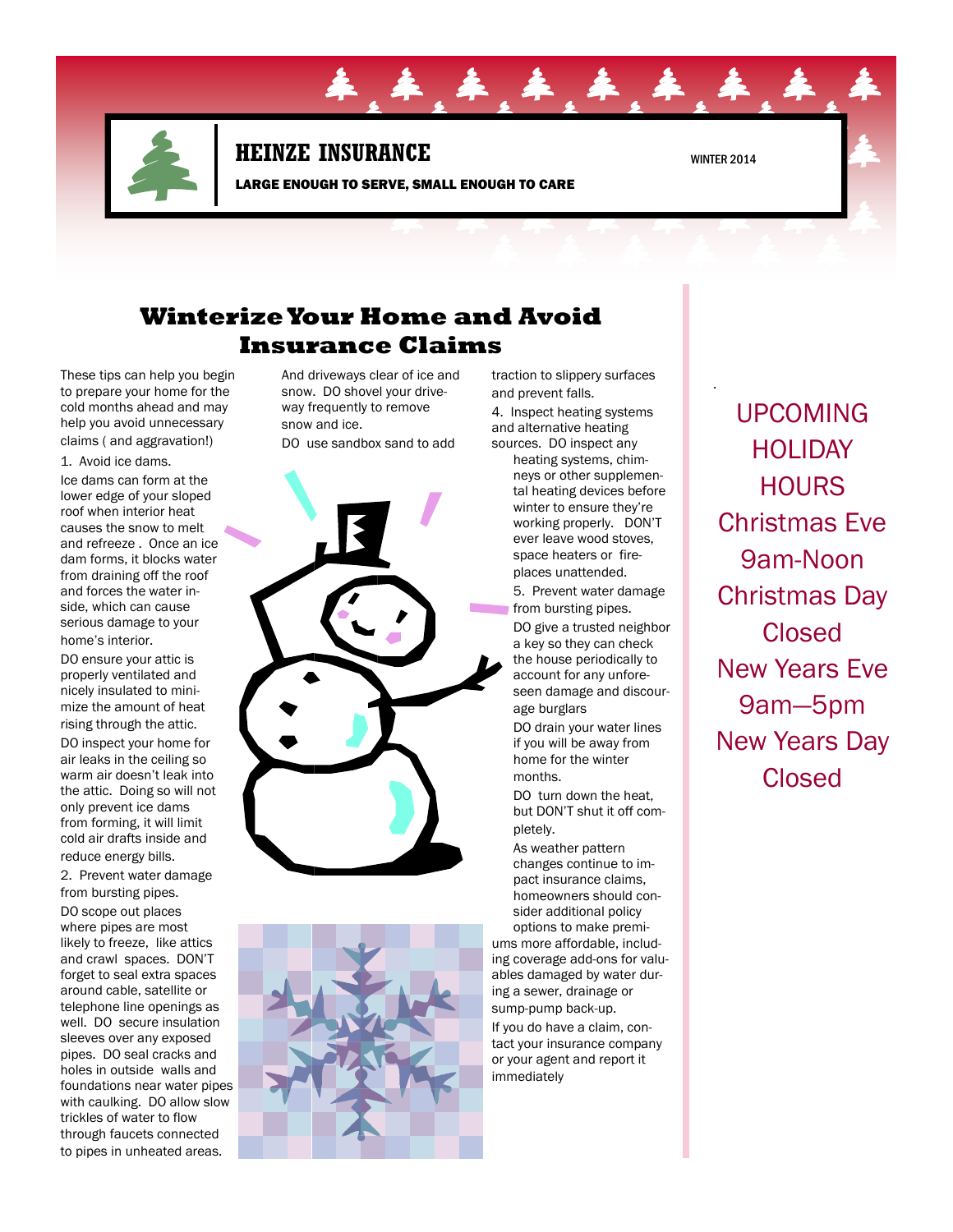# HEINZE INSURANCE

**LARGE ENOUGH TO SERVE, SMALL ENOUGH TO CARE**

WINTER 2014

## Winterize Your Home and Avoid Insurance Claims

These tips can help you begin to prepare your home for the cold months ahead and may help you avoid unnecessary claims ( and aggravation!)

1. Avoid ice dams.

Ice dams can form at the lower edge of your sloped roof when interior heat causes the snow to melt and refreeze . Once an ice dam forms, it blocks water from draining off the roof and forces the water inside, which can cause serious damage to your home's interior.

DO ensure your attic is properly ventilated and nicely insulated to minimize the amount of heat rising through the attic.

DO inspect your home for air leaks in the ceiling so warm air doesn't leak into the attic. Doing so will not only prevent ice dams from forming, it will limit cold air drafts inside and reduce energy bills.

2. Prevent water damage from bursting pipes.

DO scope out places where pipes are most likely to freeze, like attics and crawl spaces. DON'T forget to seal extra spaces around cable, satellite or telephone line openings as well. DO secure insulation sleeves over any exposed pipes. DO seal cracks and holes in outside walls and foundations near water pipes with caulking. DO allow slow trickles of water to flow through faucets connected to pipes in unheated areas.

And driveways clear of ice and snow. DO shovel your driveway frequently to remove snow and ice.

DO use sandbox sand to add traction to slippery surfaces and prevent falls.

4. Inspect heating systems and alternative heating sources. DO inspect any heating systems, chimneys or other supplemental heating devices before winter to ensure they're working properly. DON'T ever leave wood stoves, space heaters or fireplaces unattended.

5. Prevent water damage from bursting pipes.

DO give a trusted neighbor a key so they can check the house periodically to account for any unforeseen damage and discourage burglars

DO drain your water lines if you will be away from home for the winter months.

DO turn down the heat, but DON'T shut it off completely.

As weather pattern changes continue to impact insurance claims, homeowners should consider additional policy options to make premiums more affordable, including coverage add-ons for valuables damaged by water during a sewer, drainage or sump-pump back-up.

If you do have a claim, contact your insurance company or your agent and report it immediately

UPCOMING HOLIDAY HOURS

Christmas Eve 9am-Noon

Christmas Day Closed

New Years Eve 9am—5pm

New Years Day Closed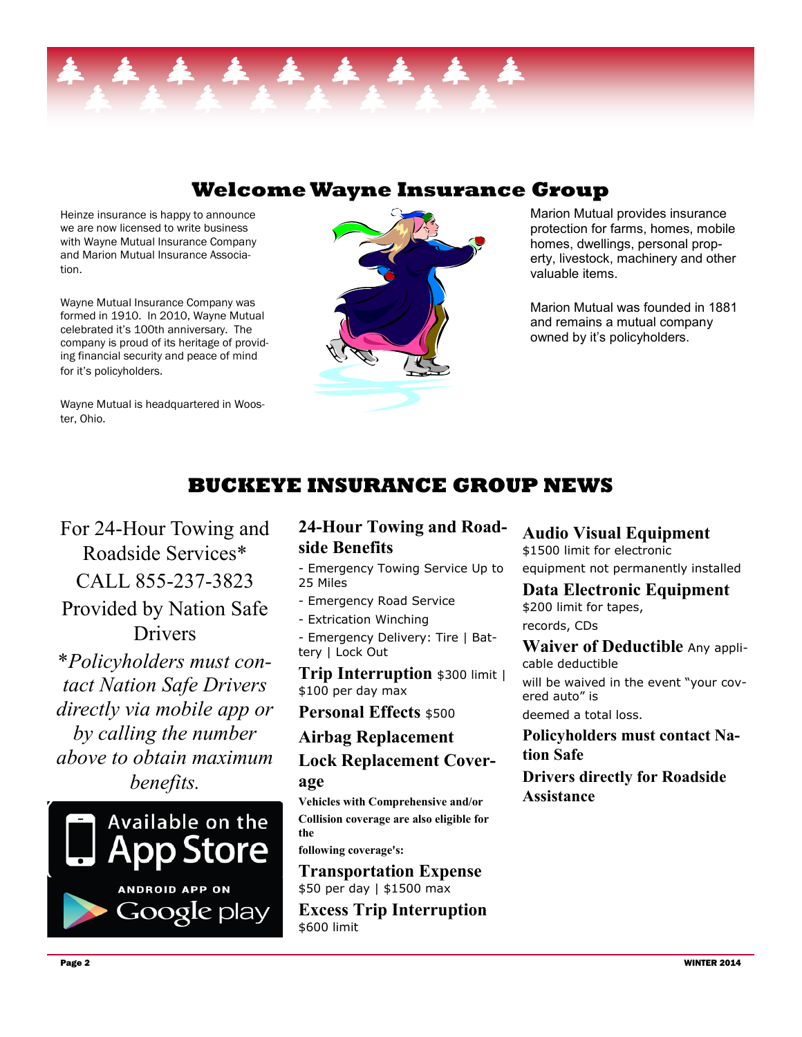# Welcome Wayne Insurance Group

Heinze insurance is happy to announce we are now licensed to write business with Wayne Mutual Insurance Company and Marion Mutual Insurance Association.

Wayne Mutual Insurance Company was formed in 1910. In 2010, Wayne Mutual celebrated it's 100th anniversary. The company is proud of its heritage of providing financial security and peace of mind for it's policyholders.

Wayne Mutual is headquartered in Wooster, Ohio.

Marion Mutual provides insurance protection for farms, homes, mobile homes, dwellings, personal property, livestock, machinery and other valuable items.

Marion Mutual was founded in 1881 and remains a mutual company owned by it's policyholders.

# BUCKEYE INSURANCE GROUP NEWS

For 24-Hour Towing and Roadside Services*
CALL 855-237-3823
Provided by Nation Safe Drivers

**Policyholders must contact Nation Safe Drivers directly via mobile app or by calling the number above to obtain maximum benefits.*

Available on the App Store

ANDROID APP ON Google play

### 24-Hour Towing and Roadside Benefits

- Emergency Towing Service Up to 25 Miles
- Emergency Road Service
- Extrication Winching
- Emergency Delivery: Tire | Battery | Lock Out

**Trip Interruption** $300 limit | $100 per day max

**Personal Effects** $500

**Airbag Replacement**

**Lock Replacement Coverage**

**Vehicles with Comprehensive and/or Collision coverage are also eligible for the following coverage's:**

**Transportation Expense**
$50 per day | $1500 max

**Excess Trip Interruption**
$600 limit

**Audio Visual Equipment**
$1500 limit for electronic equipment not permanently installed

**Data Electronic Equipment**
$200 limit for tapes, records, CDs

**Waiver of Deductible** Any applicable deductible will be waived in the event "your covered auto" is deemed a total loss.

**Policyholders must contact Nation Safe Drivers directly for Roadside Assistance**